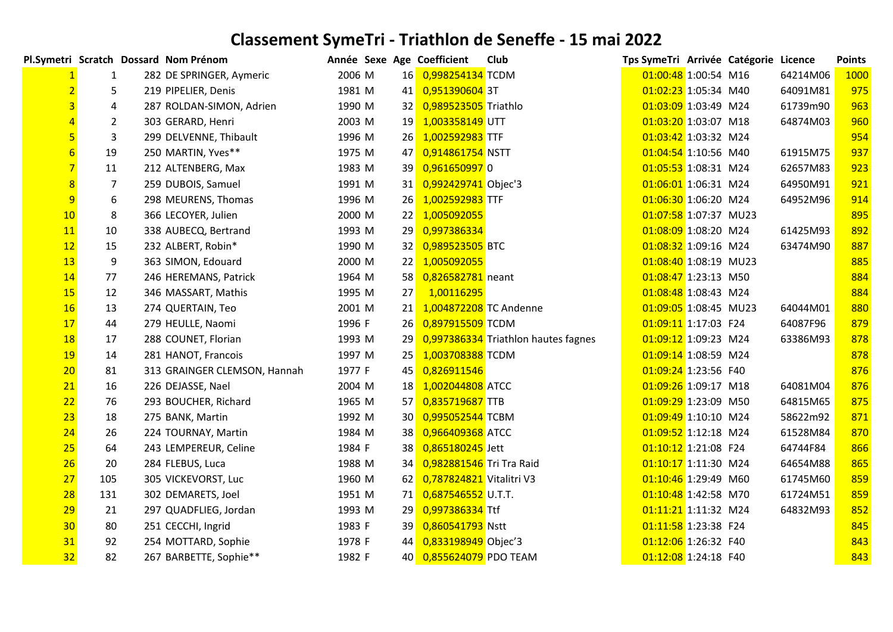# Classement SymeTri - Triathlon de Seneffe - 15 mai 2022

| Pl.Symetri | Scratch | Dossard | Nom Prénom | Année | Sexe | Age | Coefficient | Club | Tps SymeTri | Arrivée | Catégorie | Licence | Points |
|---|---|---|---|---|---|---|---|---|---|---|---|---|---|
| 1 | 1 | 282 | DE SPRINGER, Aymeric | 2006 | M | 16 | 0,998254134 | TCDM | 01:00:48 | 1:00:54 | M16 | 64214M06 | 1000 |
| 2 | 5 | 219 | PIPELIER, Denis | 1981 | M | 41 | 0,951390604 | 3T | 01:02:23 | 1:05:34 | M40 | 64091M81 | 975 |
| 3 | 4 | 287 | ROLDAN-SIMON, Adrien | 1990 | M | 32 | 0,989523505 | Triathlo | 01:03:09 | 1:03:49 | M24 | 61739m90 | 963 |
| 4 | 2 | 303 | GERARD, Henri | 2003 | M | 19 | 1,003358149 | UTT | 01:03:20 | 1:03:07 | M18 | 64874M03 | 960 |
| 5 | 3 | 299 | DELVENNE, Thibault | 1996 | M | 26 | 1,002592983 | TTF | 01:03:42 | 1:03:32 | M24 | | 954 |
| 6 | 19 | 250 | MARTIN, Yves** | 1975 | M | 47 | 0,914861754 | NSTT | 01:04:54 | 1:10:56 | M40 | 61915M75 | 937 |
| 7 | 11 | 212 | ALTENBERG, Max | 1983 | M | 39 | 0,961650997 | 0 | 01:05:53 | 1:08:31 | M24 | 62657M83 | 923 |
| 8 | 7 | 259 | DUBOIS, Samuel | 1991 | M | 31 | 0,992429741 | Objec'3 | 01:06:01 | 1:06:31 | M24 | 64950M91 | 921 |
| 9 | 6 | 298 | MEURENS, Thomas | 1996 | M | 26 | 1,002592983 | TTF | 01:06:30 | 1:06:20 | M24 | 64952M96 | 914 |
| 10 | 8 | 366 | LECOYER, Julien | 2000 | M | 22 | 1,005092055 | | 01:07:58 | 1:07:37 | MU23 | | 895 |
| 11 | 10 | 338 | AUBECQ, Bertrand | 1993 | M | 29 | 0,997386334 | | 01:08:09 | 1:08:20 | M24 | 61425M93 | 892 |
| 12 | 15 | 232 | ALBERT, Robin* | 1990 | M | 32 | 0,989523505 | BTC | 01:08:32 | 1:09:16 | M24 | 63474M90 | 887 |
| 13 | 9 | 363 | SIMON, Edouard | 2000 | M | 22 | 1,005092055 | | 01:08:40 | 1:08:19 | MU23 | | 885 |
| 14 | 77 | 246 | HEREMANS, Patrick | 1964 | M | 58 | 0,826582781 | neant | 01:08:47 | 1:23:13 | M50 | | 884 |
| 15 | 12 | 346 | MASSART, Mathis | 1995 | M | 27 | 1,00116295 | | 01:08:48 | 1:08:43 | M24 | | 884 |
| 16 | 13 | 274 | QUERTAIN, Teo | 2001 | M | 21 | 1,004872208 | TC Andenne | 01:09:05 | 1:08:45 | MU23 | 64044M01 | 880 |
| 17 | 44 | 279 | HEULLE, Naomi | 1996 | F | 26 | 0,897915509 | TCDM | 01:09:11 | 1:17:03 | F24 | 64087F96 | 879 |
| 18 | 17 | 288 | COUNET, Florian | 1993 | M | 29 | 0,997386334 | Triathlon hautes fagnes | 01:09:12 | 1:09:23 | M24 | 63386M93 | 878 |
| 19 | 14 | 281 | HANOT, Francois | 1997 | M | 25 | 1,003708388 | TCDM | 01:09:14 | 1:08:59 | M24 | | 878 |
| 20 | 81 | 313 | GRAINGER CLEMSON, Hannah | 1977 | F | 45 | 0,826911546 | | 01:09:24 | 1:23:56 | F40 | | 876 |
| 21 | 16 | 226 | DEJASSE, Nael | 2004 | M | 18 | 1,002044808 | ATCC | 01:09:26 | 1:09:17 | M18 | 64081M04 | 876 |
| 22 | 76 | 293 | BOUCHER, Richard | 1965 | M | 57 | 0,835719687 | TTB | 01:09:29 | 1:23:09 | M50 | 64815M65 | 875 |
| 23 | 18 | 275 | BANK, Martin | 1992 | M | 30 | 0,995052544 | TCBM | 01:09:49 | 1:10:10 | M24 | 58622m92 | 871 |
| 24 | 26 | 224 | TOURNAY, Martin | 1984 | M | 38 | 0,966409368 | ATCC | 01:09:52 | 1:12:18 | M24 | 61528M84 | 870 |
| 25 | 64 | 243 | LEMPEREUR, Celine | 1984 | F | 38 | 0,865180245 | Jett | 01:10:12 | 1:21:08 | F24 | 64744F84 | 866 |
| 26 | 20 | 284 | FLEBUS, Luca | 1988 | M | 34 | 0,982881546 | Tri Tra Raid | 01:10:17 | 1:11:30 | M24 | 64654M88 | 865 |
| 27 | 105 | 305 | VICKEVORST, Luc | 1960 | M | 62 | 0,787824821 | Vitalitri V3 | 01:10:46 | 1:29:49 | M60 | 61745M60 | 859 |
| 28 | 131 | 302 | DEMARETS, Joel | 1951 | M | 71 | 0,687546552 | U.T.T. | 01:10:48 | 1:42:58 | M70 | 61724M51 | 859 |
| 29 | 21 | 297 | QUADFLIEG, Jordan | 1993 | M | 29 | 0,997386334 | Ttf | 01:11:21 | 1:11:32 | M24 | 64832M93 | 852 |
| 30 | 80 | 251 | CECCHI, Ingrid | 1983 | F | 39 | 0,860541793 | Nstt | 01:11:58 | 1:23:38 | F24 | | 845 |
| 31 | 92 | 254 | MOTTARD, Sophie | 1978 | F | 44 | 0,833198949 | Objec'3 | 01:12:06 | 1:26:32 | F40 | | 843 |
| 32 | 82 | 267 | BARBETTE, Sophie** | 1982 | F | 40 | 0,855624079 | PDO TEAM | 01:12:08 | 1:24:18 | F40 | | 843 |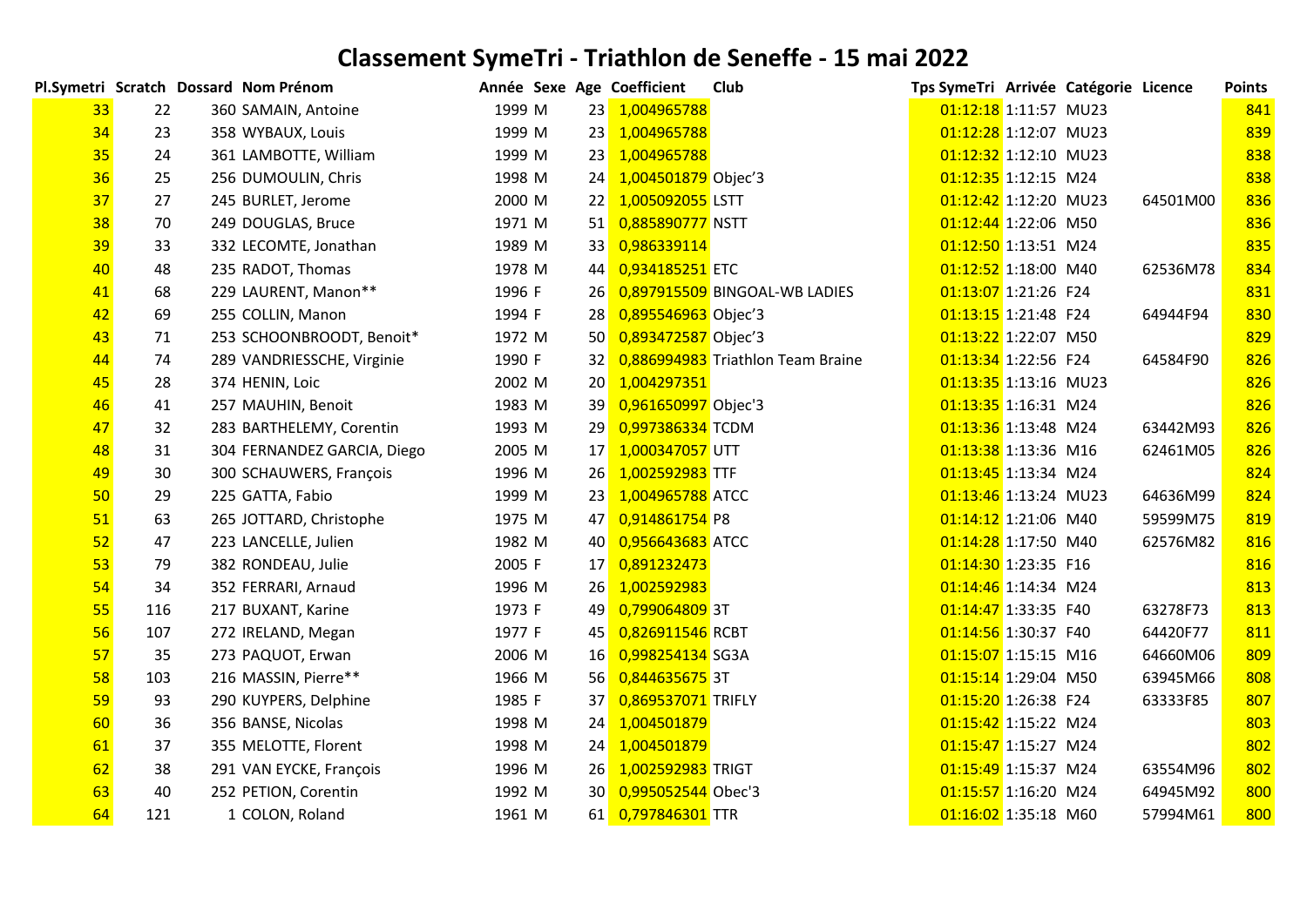# Classement SymeTri - Triathlon de Seneffe - 15 mai 2022

| Pl.Symetri | Scratch | Dossard | Nom Prénom | Année | Sexe | Age | Coefficient | Club | Tps SymeTri | Arrivée | Catégorie | Licence | Points |
|---|---|---|---|---|---|---|---|---|---|---|---|---|---|
| 33 | 22 | 360 | SAMAIN, Antoine | 1999 | M | 23 | 1,004965788 | | 01:12:18 | 1:11:57 | MU23 | | 841 |
| 34 | 23 | 358 | WYBAUX, Louis | 1999 | M | 23 | 1,004965788 | | 01:12:28 | 1:12:07 | MU23 | | 839 |
| 35 | 24 | 361 | LAMBOTTE, William | 1999 | M | 23 | 1,004965788 | | 01:12:32 | 1:12:10 | MU23 | | 838 |
| 36 | 25 | 256 | DUMOULIN, Chris | 1998 | M | 24 | 1,004501879 | Objec'3 | 01:12:35 | 1:12:15 | M24 | | 838 |
| 37 | 27 | 245 | BURLET, Jerome | 2000 | M | 22 | 1,005092055 | LSTT | 01:12:42 | 1:12:20 | MU23 | 64501M00 | 836 |
| 38 | 70 | 249 | DOUGLAS, Bruce | 1971 | M | 51 | 0,885890777 | NSTT | 01:12:44 | 1:22:06 | M50 | | 836 |
| 39 | 33 | 332 | LECOMTE, Jonathan | 1989 | M | 33 | 0,986339114 | | 01:12:50 | 1:13:51 | M24 | | 835 |
| 40 | 48 | 235 | RADOT, Thomas | 1978 | M | 44 | 0,934185251 | ETC | 01:12:52 | 1:18:00 | M40 | 62536M78 | 834 |
| 41 | 68 | 229 | LAURENT, Manon** | 1996 | F | 26 | 0,897915509 | BINGOAL-WB LADIES | 01:13:07 | 1:21:26 | F24 | | 831 |
| 42 | 69 | 255 | COLLIN, Manon | 1994 | F | 28 | 0,895546963 | Objec'3 | 01:13:15 | 1:21:48 | F24 | 64944F94 | 830 |
| 43 | 71 | 253 | SCHOONBROODT, Benoit* | 1972 | M | 50 | 0,893472587 | Objec'3 | 01:13:22 | 1:22:07 | M50 | | 829 |
| 44 | 74 | 289 | VANDRIESSCHE, Virginie | 1990 | F | 32 | 0,886994983 | Triathlon Team Braine | 01:13:34 | 1:22:56 | F24 | 64584F90 | 826 |
| 45 | 28 | 374 | HENIN, Loic | 2002 | M | 20 | 1,004297351 | | 01:13:35 | 1:13:16 | MU23 | | 826 |
| 46 | 41 | 257 | MAUHIN, Benoit | 1983 | M | 39 | 0,961650997 | Objec'3 | 01:13:35 | 1:16:31 | M24 | | 826 |
| 47 | 32 | 283 | BARTHELEMY, Corentin | 1993 | M | 29 | 0,997386334 | TCDM | 01:13:36 | 1:13:48 | M24 | 63442M93 | 826 |
| 48 | 31 | 304 | FERNANDEZ GARCIA, Diego | 2005 | M | 17 | 1,000347057 | UTT | 01:13:38 | 1:13:36 | M16 | 62461M05 | 826 |
| 49 | 30 | 300 | SCHAUWERS, François | 1996 | M | 26 | 1,002592983 | TTF | 01:13:45 | 1:13:34 | M24 | | 824 |
| 50 | 29 | 225 | GATTA, Fabio | 1999 | M | 23 | 1,004965788 | ATCC | 01:13:46 | 1:13:24 | MU23 | 64636M99 | 824 |
| 51 | 63 | 265 | JOTTARD, Christophe | 1975 | M | 47 | 0,914861754 | P8 | 01:14:12 | 1:21:06 | M40 | 59599M75 | 819 |
| 52 | 47 | 223 | LANCELLE, Julien | 1982 | M | 40 | 0,956643683 | ATCC | 01:14:28 | 1:17:50 | M40 | 62576M82 | 816 |
| 53 | 79 | 382 | RONDEAU, Julie | 2005 | F | 17 | 0,891232473 | | 01:14:30 | 1:23:35 | F16 | | 816 |
| 54 | 34 | 352 | FERRARI, Arnaud | 1996 | M | 26 | 1,002592983 | | 01:14:46 | 1:14:34 | M24 | | 813 |
| 55 | 116 | 217 | BUXANT, Karine | 1973 | F | 49 | 0,799064809 | 3T | 01:14:47 | 1:33:35 | F40 | 63278F73 | 813 |
| 56 | 107 | 272 | IRELAND, Megan | 1977 | F | 45 | 0,826911546 | RCBT | 01:14:56 | 1:30:37 | F40 | 64420F77 | 811 |
| 57 | 35 | 273 | PAQUOT, Erwan | 2006 | M | 16 | 0,998254134 | SG3A | 01:15:07 | 1:15:15 | M16 | 64660M06 | 809 |
| 58 | 103 | 216 | MASSIN, Pierre** | 1966 | M | 56 | 0,844635675 | 3T | 01:15:14 | 1:29:04 | M50 | 63945M66 | 808 |
| 59 | 93 | 290 | KUYPERS, Delphine | 1985 | F | 37 | 0,869537071 | TRIFLY | 01:15:20 | 1:26:38 | F24 | 63333F85 | 807 |
| 60 | 36 | 356 | BANSE, Nicolas | 1998 | M | 24 | 1,004501879 | | 01:15:42 | 1:15:22 | M24 | | 803 |
| 61 | 37 | 355 | MELOTTE, Florent | 1998 | M | 24 | 1,004501879 | | 01:15:47 | 1:15:27 | M24 | | 802 |
| 62 | 38 | 291 | VAN EYCKE, François | 1996 | M | 26 | 1,002592983 | TRIGT | 01:15:49 | 1:15:37 | M24 | 63554M96 | 802 |
| 63 | 40 | 252 | PETION, Corentin | 1992 | M | 30 | 0,995052544 | Obec'3 | 01:15:57 | 1:16:20 | M24 | 64945M92 | 800 |
| 64 | 121 | 1 | COLON, Roland | 1961 | M | 61 | 0,797846301 | TTR | 01:16:02 | 1:35:18 | M60 | 57994M61 | 800 |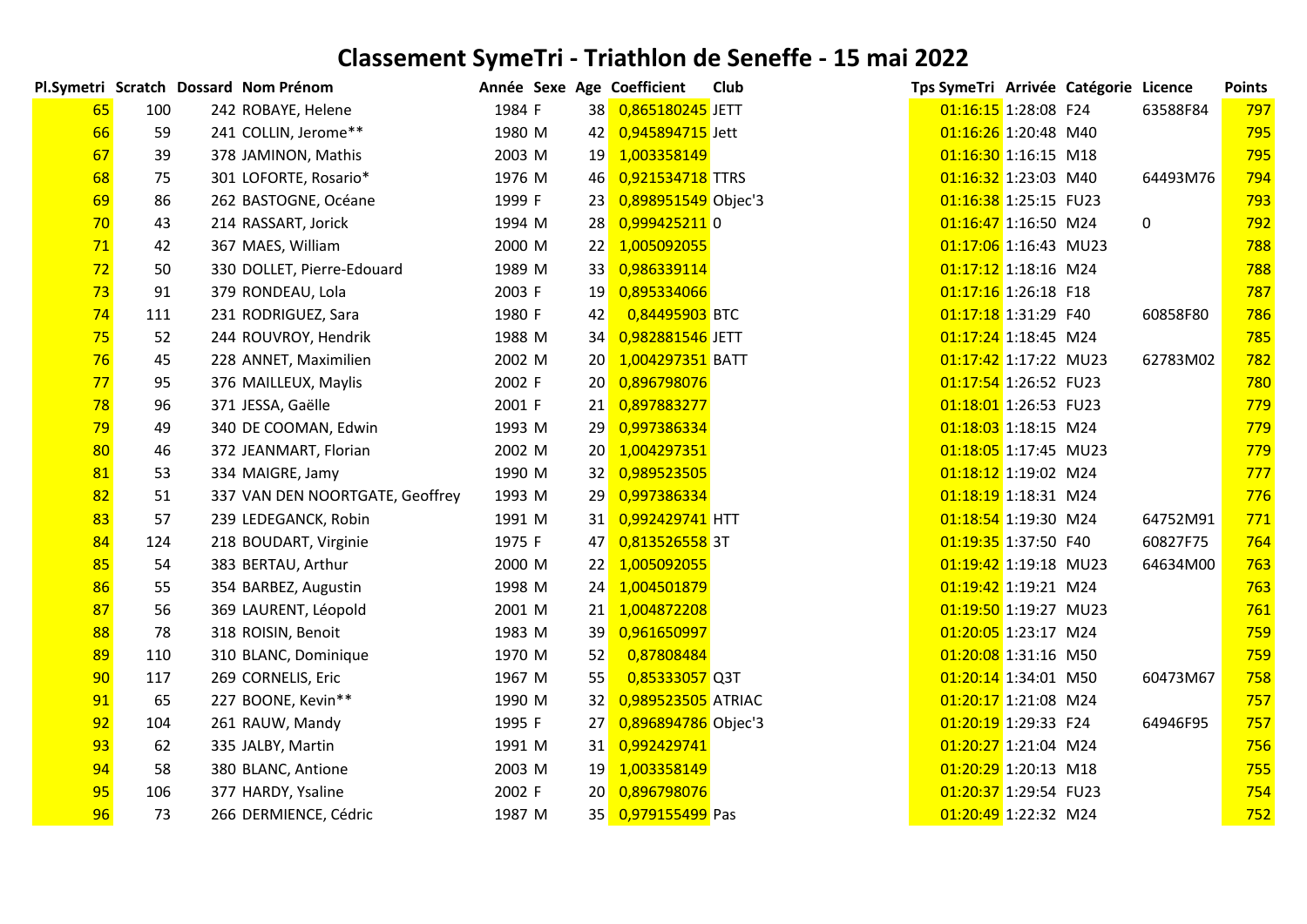# Classement SymeTri - Triathlon de Seneffe - 15 mai 2022

| Pl.Symetri | Scratch | Dossard | Nom Prénom | Année | Sexe | Age | Coefficient | Club | Tps SymeTri | Arrivée | Catégorie | Licence | Points |
|---|---|---|---|---|---|---|---|---|---|---|---|---|---|
| 65 | 100 | 242 | ROBAYE, Helene | 1984 | F | 38 | 0,865180245 | JETT | 01:16:15 | 1:28:08 | F24 | 63588F84 | 797 |
| 66 | 59 | 241 | COLLIN, Jerome** | 1980 | M | 42 | 0,945894715 | Jett | 01:16:26 | 1:20:48 | M40 | | 795 |
| 67 | 39 | 378 | JAMINON, Mathis | 2003 | M | 19 | 1,003358149 | | 01:16:30 | 1:16:15 | M18 | | 795 |
| 68 | 75 | 301 | LOFORTE, Rosario* | 1976 | M | 46 | 0,921534718 | TTRS | 01:16:32 | 1:23:03 | M40 | 64493M76 | 794 |
| 69 | 86 | 262 | BASTOGNE, Océane | 1999 | F | 23 | 0,898951549 | Objec'3 | 01:16:38 | 1:25:15 | FU23 | | 793 |
| 70 | 43 | 214 | RASSART, Jorick | 1994 | M | 28 | 0,999425211 | 0 | 01:16:47 | 1:16:50 | M24 | 0 | 792 |
| 71 | 42 | 367 | MAES, William | 2000 | M | 22 | 1,005092055 | | 01:17:06 | 1:16:43 | MU23 | | 788 |
| 72 | 50 | 330 | DOLLET, Pierre-Edouard | 1989 | M | 33 | 0,986339114 | | 01:17:12 | 1:18:16 | M24 | | 788 |
| 73 | 91 | 379 | RONDEAU, Lola | 2003 | F | 19 | 0,895334066 | | 01:17:16 | 1:26:18 | F18 | | 787 |
| 74 | 111 | 231 | RODRIGUEZ, Sara | 1980 | F | 42 | 0,84495903 | BTC | 01:17:18 | 1:31:29 | F40 | 60858F80 | 786 |
| 75 | 52 | 244 | ROUVROY, Hendrik | 1988 | M | 34 | 0,982881546 | JETT | 01:17:24 | 1:18:45 | M24 | | 785 |
| 76 | 45 | 228 | ANNET, Maximilien | 2002 | M | 20 | 1,004297351 | BATT | 01:17:42 | 1:17:22 | MU23 | 62783M02 | 782 |
| 77 | 95 | 376 | MAILLEUX, Maylis | 2002 | F | 20 | 0,896798076 | | 01:17:54 | 1:26:52 | FU23 | | 780 |
| 78 | 96 | 371 | JESSA, Gaëlle | 2001 | F | 21 | 0,897883277 | | 01:18:01 | 1:26:53 | FU23 | | 779 |
| 79 | 49 | 340 | DE COOMAN, Edwin | 1993 | M | 29 | 0,997386334 | | 01:18:03 | 1:18:15 | M24 | | 779 |
| 80 | 46 | 372 | JEANMART, Florian | 2002 | M | 20 | 1,004297351 | | 01:18:05 | 1:17:45 | MU23 | | 779 |
| 81 | 53 | 334 | MAIGRE, Jamy | 1990 | M | 32 | 0,989523505 | | 01:18:12 | 1:19:02 | M24 | | 777 |
| 82 | 51 | 337 | VAN DEN NOORTGATE, Geoffrey | 1993 | M | 29 | 0,997386334 | | 01:18:19 | 1:18:31 | M24 | | 776 |
| 83 | 57 | 239 | LEDEGANCK, Robin | 1991 | M | 31 | 0,992429741 | HTT | 01:18:54 | 1:19:30 | M24 | 64752M91 | 771 |
| 84 | 124 | 218 | BOUDART, Virginie | 1975 | F | 47 | 0,813526558 | 3T | 01:19:35 | 1:37:50 | F40 | 60827F75 | 764 |
| 85 | 54 | 383 | BERTAU, Arthur | 2000 | M | 22 | 1,005092055 | | 01:19:42 | 1:19:18 | MU23 | 64634M00 | 763 |
| 86 | 55 | 354 | BARBEZ, Augustin | 1998 | M | 24 | 1,004501879 | | 01:19:42 | 1:19:21 | M24 | | 763 |
| 87 | 56 | 369 | LAURENT, Léopold | 2001 | M | 21 | 1,004872208 | | 01:19:50 | 1:19:27 | MU23 | | 761 |
| 88 | 78 | 318 | ROISIN, Benoit | 1983 | M | 39 | 0,961650997 | | 01:20:05 | 1:23:17 | M24 | | 759 |
| 89 | 110 | 310 | BLANC, Dominique | 1970 | M | 52 | 0,87808484 | | 01:20:08 | 1:31:16 | M50 | | 759 |
| 90 | 117 | 269 | CORNELIS, Eric | 1967 | M | 55 | 0,85333057 | Q3T | 01:20:14 | 1:34:01 | M50 | 60473M67 | 758 |
| 91 | 65 | 227 | BOONE, Kevin** | 1990 | M | 32 | 0,989523505 | ATRIAC | 01:20:17 | 1:21:08 | M24 | | 757 |
| 92 | 104 | 261 | RAUW, Mandy | 1995 | F | 27 | 0,896894786 | Objec'3 | 01:20:19 | 1:29:33 | F24 | 64946F95 | 757 |
| 93 | 62 | 335 | JALBY, Martin | 1991 | M | 31 | 0,992429741 | | 01:20:27 | 1:21:04 | M24 | | 756 |
| 94 | 58 | 380 | BLANC, Antione | 2003 | M | 19 | 1,003358149 | | 01:20:29 | 1:20:13 | M18 | | 755 |
| 95 | 106 | 377 | HARDY, Ysaline | 2002 | F | 20 | 0,896798076 | | 01:20:37 | 1:29:54 | FU23 | | 754 |
| 96 | 73 | 266 | DERMIENCE, Cédric | 1987 | M | 35 | 0,979155499 | Pas | 01:20:49 | 1:22:32 | M24 | | 752 |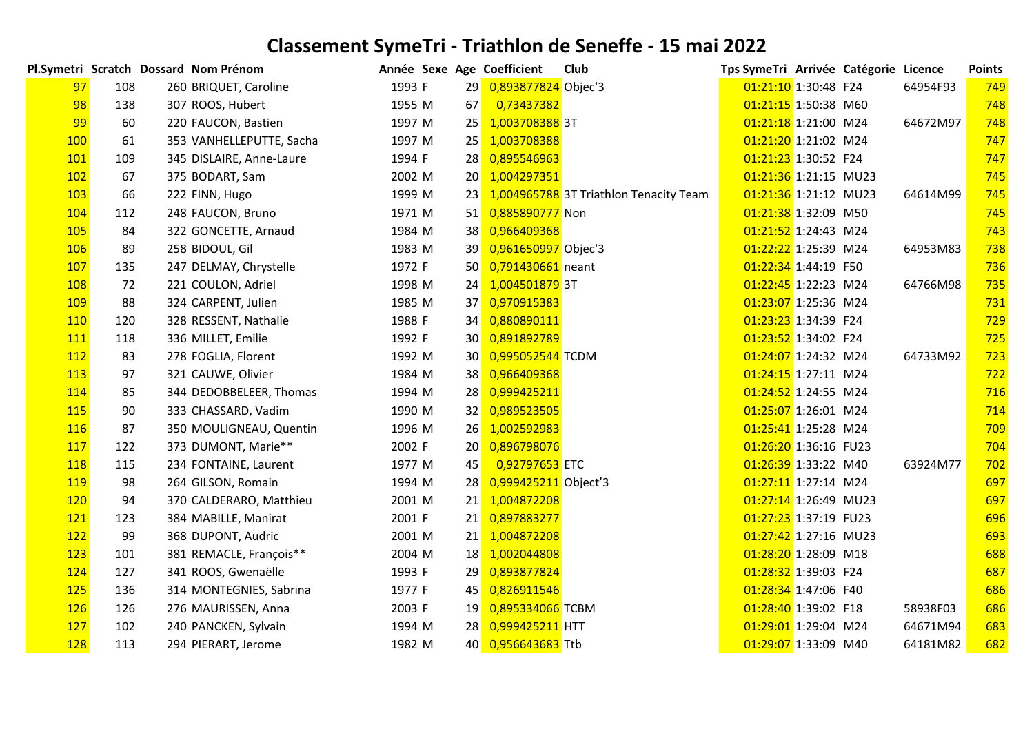# Classement SymeTri - Triathlon de Seneffe - 15 mai 2022

| Pl.Symetri | Scratch | Dossard | Nom Prénom | Année | Sexe | Age | Coefficient | Club | Tps SymeTri | Arrivée | Catégorie | Licence | Points |
|---|---|---|---|---|---|---|---|---|---|---|---|---|---|
| 97 | 108 | 260 | BRIQUET, Caroline | 1993 | F | 29 | 0,893877824 | Objec'3 | 01:21:10 | 1:30:48 | F24 | 64954F93 | 749 |
| 98 | 138 | 307 | ROOS, Hubert | 1955 | M | 67 | 0,73437382 | | 01:21:15 | 1:50:38 | M60 | | 748 |
| 99 | 60 | 220 | FAUCON, Bastien | 1997 | M | 25 | 1,003708388 | 3T | 01:21:18 | 1:21:00 | M24 | 64672M97 | 748 |
| 100 | 61 | 353 | VANHELLEPUTTE, Sacha | 1997 | M | 25 | 1,003708388 | | 01:21:20 | 1:21:02 | M24 | | 747 |
| 101 | 109 | 345 | DISLAIRE, Anne-Laure | 1994 | F | 28 | 0,895546963 | | 01:21:23 | 1:30:52 | F24 | | 747 |
| 102 | 67 | 375 | BODART, Sam | 2002 | M | 20 | 1,004297351 | | 01:21:36 | 1:21:15 | MU23 | | 745 |
| 103 | 66 | 222 | FINN, Hugo | 1999 | M | 23 | 1,004965788 | 3T Triathlon Tenacity Team | 01:21:36 | 1:21:12 | MU23 | 64614M99 | 745 |
| 104 | 112 | 248 | FAUCON, Bruno | 1971 | M | 51 | 0,885890777 | Non | 01:21:38 | 1:32:09 | M50 | | 745 |
| 105 | 84 | 322 | GONCETTE, Arnaud | 1984 | M | 38 | 0,966409368 | | 01:21:52 | 1:24:43 | M24 | | 743 |
| 106 | 89 | 258 | BIDOUL, Gil | 1983 | M | 39 | 0,961650997 | Objec'3 | 01:22:22 | 1:25:39 | M24 | 64953M83 | 738 |
| 107 | 135 | 247 | DELMAY, Chrystelle | 1972 | F | 50 | 0,791430661 | neant | 01:22:34 | 1:44:19 | F50 | | 736 |
| 108 | 72 | 221 | COULON, Adriel | 1998 | M | 24 | 1,004501879 | 3T | 01:22:45 | 1:22:23 | M24 | 64766M98 | 735 |
| 109 | 88 | 324 | CARPENT, Julien | 1985 | M | 37 | 0,970915383 | | 01:23:07 | 1:25:36 | M24 | | 731 |
| 110 | 120 | 328 | RESSENT, Nathalie | 1988 | F | 34 | 0,880890111 | | 01:23:23 | 1:34:39 | F24 | | 729 |
| 111 | 118 | 336 | MILLET, Emilie | 1992 | F | 30 | 0,891892789 | | 01:23:52 | 1:34:02 | F24 | | 725 |
| 112 | 83 | 278 | FOGLIA, Florent | 1992 | M | 30 | 0,995052544 | TCDM | 01:24:07 | 1:24:32 | M24 | 64733M92 | 723 |
| 113 | 97 | 321 | CAUWE, Olivier | 1984 | M | 38 | 0,966409368 | | 01:24:15 | 1:27:11 | M24 | | 722 |
| 114 | 85 | 344 | DEDOBBELEER, Thomas | 1994 | M | 28 | 0,999425211 | | 01:24:52 | 1:24:55 | M24 | | 716 |
| 115 | 90 | 333 | CHASSARD, Vadim | 1990 | M | 32 | 0,989523505 | | 01:25:07 | 1:26:01 | M24 | | 714 |
| 116 | 87 | 350 | MOULIGNEAU, Quentin | 1996 | M | 26 | 1,002592983 | | 01:25:41 | 1:25:28 | M24 | | 709 |
| 117 | 122 | 373 | DUMONT, Marie** | 2002 | F | 20 | 0,896798076 | | 01:26:20 | 1:36:16 | FU23 | | 704 |
| 118 | 115 | 234 | FONTAINE, Laurent | 1977 | M | 45 | 0,92797653 | ETC | 01:26:39 | 1:33:22 | M40 | 63924M77 | 702 |
| 119 | 98 | 264 | GILSON, Romain | 1994 | M | 28 | 0,999425211 | Object'3 | 01:27:11 | 1:27:14 | M24 | | 697 |
| 120 | 94 | 370 | CALDERARO, Matthieu | 2001 | M | 21 | 1,004872208 | | 01:27:14 | 1:26:49 | MU23 | | 697 |
| 121 | 123 | 384 | MABILLE, Manirat | 2001 | F | 21 | 0,897883277 | | 01:27:23 | 1:37:19 | FU23 | | 696 |
| 122 | 99 | 368 | DUPONT, Audric | 2001 | M | 21 | 1,004872208 | | 01:27:42 | 1:27:16 | MU23 | | 693 |
| 123 | 101 | 381 | REMACLE, François** | 2004 | M | 18 | 1,002044808 | | 01:28:20 | 1:28:09 | M18 | | 688 |
| 124 | 127 | 341 | ROOS, Gwenaëlle | 1993 | F | 29 | 0,893877824 | | 01:28:32 | 1:39:03 | F24 | | 687 |
| 125 | 136 | 314 | MONTEGNIES, Sabrina | 1977 | F | 45 | 0,826911546 | | 01:28:34 | 1:47:06 | F40 | | 686 |
| 126 | 126 | 276 | MAURISSEN, Anna | 2003 | F | 19 | 0,895334066 | TCBM | 01:28:40 | 1:39:02 | F18 | 58938F03 | 686 |
| 127 | 102 | 240 | PANCKEN, Sylvain | 1994 | M | 28 | 0,999425211 | HTT | 01:29:01 | 1:29:04 | M24 | 64671M94 | 683 |
| 128 | 113 | 294 | PIERART, Jerome | 1982 | M | 40 | 0,956643683 | Ttb | 01:29:07 | 1:33:09 | M40 | 64181M82 | 682 |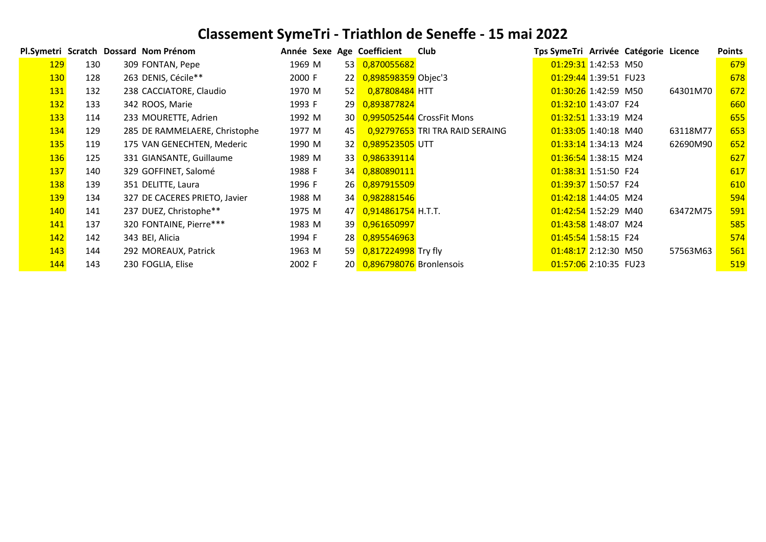# Classement SymeTri - Triathlon de Seneffe - 15 mai 2022

| Pl.Symetri | Scratch | Dossard | Nom Prénom | Année | Sexe | Age | Coefficient | Club | Tps SymeTri | Arrivée | Catégorie | Licence | Points |
|---|---|---|---|---|---|---|---|---|---|---|---|---|---|
| 129 | 130 | 309 | FONTAN, Pepe | 1969 | M | 53 | 0,870055682 | | 01:29:31 | 1:42:53 | M50 | | 679 |
| 130 | 128 | 263 | DENIS, Cécile** | 2000 | F | 22 | 0,898598359 | Objec'3 | 01:29:44 | 1:39:51 | FU23 | | 678 |
| 131 | 132 | 238 | CACCIATORE, Claudio | 1970 | M | 52 | 0,87808484 | HTT | 01:30:26 | 1:42:59 | M50 | 64301M70 | 672 |
| 132 | 133 | 342 | ROOS, Marie | 1993 | F | 29 | 0,893877824 | | 01:32:10 | 1:43:07 | F24 | | 660 |
| 133 | 114 | 233 | MOURETTE, Adrien | 1992 | M | 30 | 0,995052544 | CrossFit Mons | 01:32:51 | 1:33:19 | M24 | | 655 |
| 134 | 129 | 285 | DE RAMMELAERE, Christophe | 1977 | M | 45 | 0,92797653 | TRI TRA RAID SERAING | 01:33:05 | 1:40:18 | M40 | 63118M77 | 653 |
| 135 | 119 | 175 | VAN GENECHTEN, Mederic | 1990 | M | 32 | 0,989523505 | UTT | 01:33:14 | 1:34:13 | M24 | 62690M90 | 652 |
| 136 | 125 | 331 | GIANSANTE, Guillaume | 1989 | M | 33 | 0,986339114 | | 01:36:54 | 1:38:15 | M24 | | 627 |
| 137 | 140 | 329 | GOFFINET, Salomé | 1988 | F | 34 | 0,880890111 | | 01:38:31 | 1:51:50 | F24 | | 617 |
| 138 | 139 | 351 | DELITTE, Laura | 1996 | F | 26 | 0,897915509 | | 01:39:37 | 1:50:57 | F24 | | 610 |
| 139 | 134 | 327 | DE CACERES PRIETO, Javier | 1988 | M | 34 | 0,982881546 | | 01:42:18 | 1:44:05 | M24 | | 594 |
| 140 | 141 | 237 | DUEZ, Christophe** | 1975 | M | 47 | 0,914861754 | H.T.T. | 01:42:54 | 1:52:29 | M40 | 63472M75 | 591 |
| 141 | 137 | 320 | FONTAINE, Pierre*** | 1983 | M | 39 | 0,961650997 | | 01:43:58 | 1:48:07 | M24 | | 585 |
| 142 | 142 | 343 | BEI, Alicia | 1994 | F | 28 | 0,895546963 | | 01:45:54 | 1:58:15 | F24 | | 574 |
| 143 | 144 | 292 | MOREAUX, Patrick | 1963 | M | 59 | 0,817224998 | Try fly | 01:48:17 | 2:12:30 | M50 | 57563M63 | 561 |
| 144 | 143 | 230 | FOGLIA, Elise | 2002 | F | 20 | 0,896798076 | Bronlensois | 01:57:06 | 2:10:35 | FU23 | | 519 |